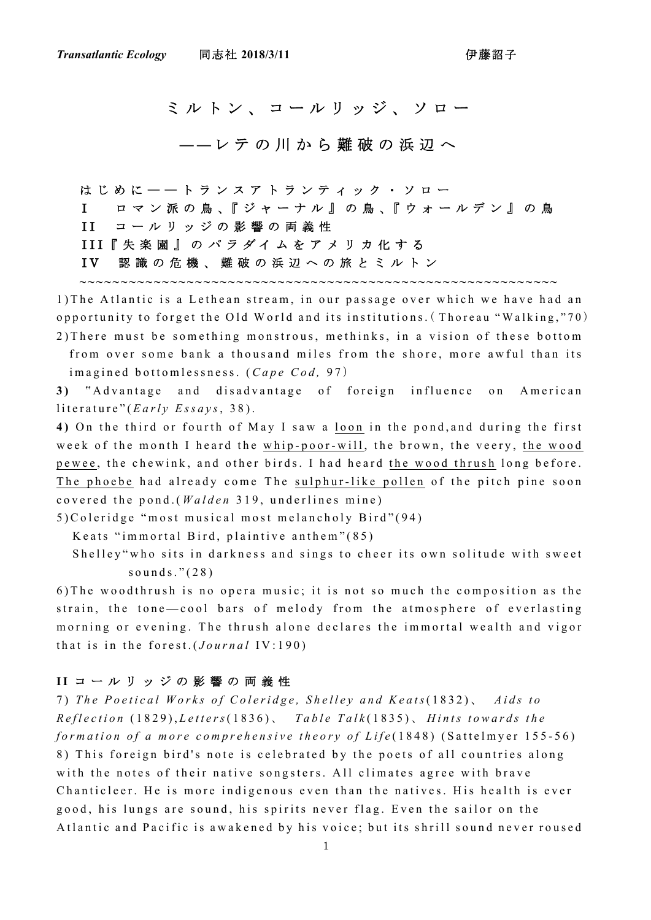*Transatlantic Ecology*　　同志社 2018/3/11　　　　　　　　　　　　　伊藤詔子

# ミルトン、コールリッジ、ソロー

## ——レテの川から難破の浜辺へ

はじめに——トランスアトランティック・ソロー
I　ロマン派の鳥、『ジャーナル』の鳥、『ウォールデン』の鳥
II　コールリッジの影響の両義性
III『失楽園』のパラダイムをアメリカ化する
IV　認識の危機、難破の浜辺への旅とミルトン

~~~~~~~~~~~~~~~~~~~~~~~~~~~~~~~~~~~~~~~~~~~~~~~~~~~~~~~~~~~~

1)The Atlantic is a Lethean stream, in our passage over which we have had an opportunity to forget the Old World and its institutions.（Thoreau "Walking,"70）

2)There must be something monstrous, methinks, in a vision of these bottom from over some bank a thousand miles from the shore, more awful than its imagined bottomlessness. (*Cape Cod,* 97）

**3)** "Advantage and disadvantage of foreign influence on American literature"(*Early Essays*, 38).

**4)** On the third or fourth of May I saw a <u>loon</u> in the pond,and during the first week of the month I heard the <u>whip-poor-will</u>, the brown, the veery, <u>the wood pewee</u>, the chewink, and other birds. I had heard <u>the wood thrush</u> long before. <u>The phoebe</u> had already come The <u>sulphur-like pollen</u> of the pitch pine soon covered the pond.(*Walden* 319, underlines mine)

5)Coleridge "most musical most melancholy Bird"(94)
Keats "immortal Bird, plaintive anthem"(85)
Shelley"who sits in darkness and sings to cheer its own solitude with sweet sounds."(28)

6)The woodthrush is no opera music; it is not so much the composition as the strain, the tone—cool bars of melody from the atmosphere of everlasting morning or evening. The thrush alone declares the immortal wealth and vigor that is in the forest.(*Journal* IV:190)

### II コールリッジの影響の両義性

7) *The Poetical Works of Coleridge, Shelley and Keats*(1832)、 *Aids to Reflection* (1829),*Letters*(1836)、 *Table Talk*(1835)、*Hints towards the formation of a more comprehensive theory of Life*(1848) (Sattelmyer 155-56)

8) This foreign bird's note is celebrated by the poets of all countries along with the notes of their native songsters. All climates agree with brave Chanticleer. He is more indigenous even than the natives. His health is ever good, his lungs are sound, his spirits never flag. Even the sailor on the Atlantic and Pacific is awakened by his voice; but its shrill sound never roused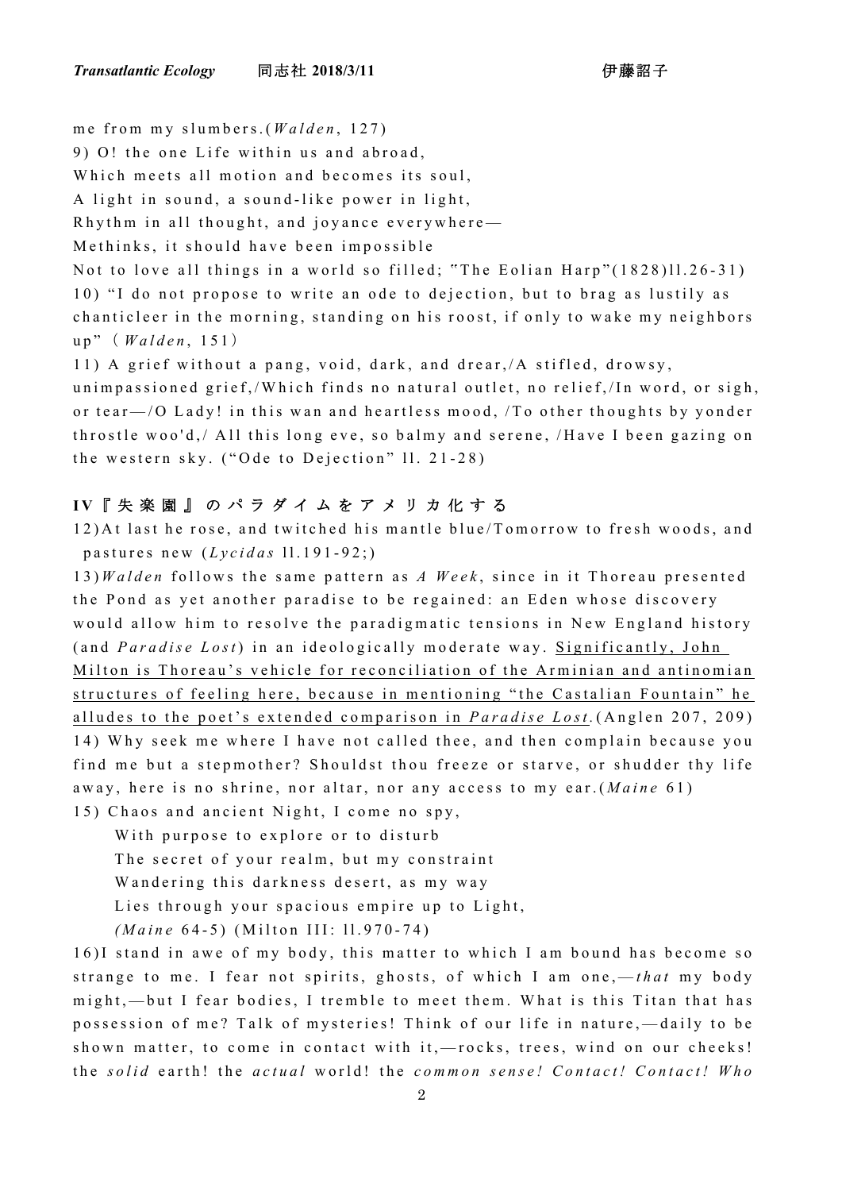me from my slumbers.(*Walden*, 127)

9) O! the one Life within us and abroad,
Which meets all motion and becomes its soul,
A light in sound, a sound-like power in light,
Rhythm in all thought, and joyance everywhere—
Methinks, it should have been impossible
Not to love all things in a world so filled; "The Eolian Harp"(1828)ll.26-31)

10) "I do not propose to write an ode to dejection, but to brag as lustily as chanticleer in the morning, standing on his roost, if only to wake my neighbors up"（*Walden*, 151）

11) A grief without a pang, void, dark, and drear,/A stifled, drowsy, unimpassioned grief,/Which finds no natural outlet, no relief,/In word, or sigh, or tear—/O Lady! in this wan and heartless mood, /To other thoughts by yonder throstle woo'd,/ All this long eve, so balmy and serene, /Have I been gazing on the western sky. ("Ode to Dejection" ll. 21-28)

## IV『失楽園』のパラダイムをアメリカ化する

12)At last he rose, and twitched his mantle blue/Tomorrow to fresh woods, and pastures new (*Lycidas* ll.191-92;)

13)*Walden* follows the same pattern as *A Week*, since in it Thoreau presented the Pond as yet another paradise to be regained: an Eden whose discovery would allow him to resolve the paradigmatic tensions in New England history (and *Paradise Lost*) in an ideologically moderate way. <u>Significantly, John Milton is Thoreau's vehicle for reconciliation of the Arminian and antinomian structures of feeling here, because in mentioning "the Castalian Fountain" he alludes to the poet's extended comparison in *Paradise Lost*.</u>(Anglen 207, 209)

14) Why seek me where I have not called thee, and then complain because you find me but a stepmother? Shouldst thou freeze or starve, or shudder thy life away, here is no shrine, nor altar, nor any access to my ear.(*Maine* 61)

15) Chaos and ancient Night, I come no spy,
With purpose to explore or to disturb
The secret of your realm, but my constraint
Wandering this darkness desert, as my way
Lies through your spacious empire up to Light,
*(Maine* 64-5) (Milton III: ll.970-74)

16)I stand in awe of my body, this matter to which I am bound has become so strange to me. I fear not spirits, ghosts, of which I am one,—*that* my body might,—but I fear bodies, I tremble to meet them. What is this Titan that has possession of me? Talk of mysteries! Think of our life in nature,—daily to be shown matter, to come in contact with it,—rocks, trees, wind on our cheeks! the *solid* earth! the *actual* world! the *common sense! Contact! Contact! Who*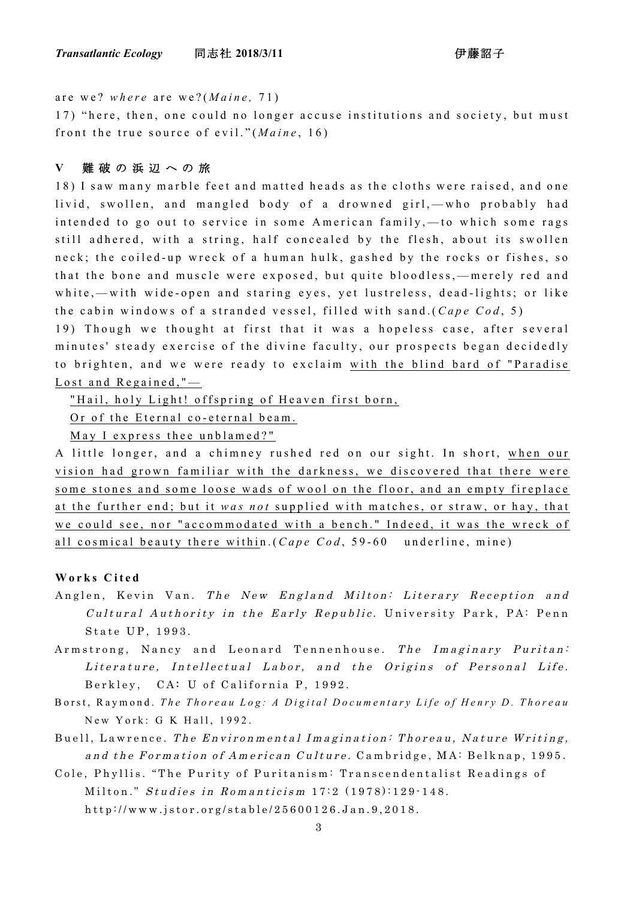are we? *where* are we?(*Maine,* 71)

17) "here, then, one could no longer accuse institutions and society, but must front the true source of evil."(*Maine*, 16)

## V 難破の浜辺への旅

18) I saw many marble feet and matted heads as the cloths were raised, and one livid, swollen, and mangled body of a drowned girl,—who probably had intended to go out to service in some American family,—to which some rags still adhered, with a string, half concealed by the flesh, about its swollen neck; the coiled-up wreck of a human hulk, gashed by the rocks or fishes, so that the bone and muscle were exposed, but quite bloodless,—merely red and white,—with wide-open and staring eyes, yet lustreless, dead-lights; or like the cabin windows of a stranded vessel, filled with sand.(*Cape Cod*, 5)

19) Though we thought at first that it was a hopeless case, after several minutes' steady exercise of the divine faculty, our prospects began decidedly to brighten, and we were ready to exclaim <u>with the blind bard of "Paradise Lost and Regained,"—</u>

<u>"Hail, holy Light! offspring of Heaven first born,</u>
<u>Or of the Eternal co-eternal beam.</u>
<u>May I express thee unblamed?"</u>

A little longer, and a chimney rushed red on our sight. In short, <u>when our vision had grown familiar with the darkness, we discovered that there were some stones and some loose wads of wool on the floor, and an empty fireplace at the further end; but it *was not* supplied with matches, or straw, or hay, that we could see, nor "accommodated with a bench." Indeed, it was the wreck of all cosmical beauty there within</u>.(*Cape Cod*, 59-60 underline, mine)

### Works Cited

Anglen, Kevin Van. *The New England Milton: Literary Reception and Cultural Authority in the Early Republic*. University Park, PA: Penn State UP, 1993.

Armstrong, Nancy and Leonard Tennenhouse. *The Imaginary Puritan: Literature, Intellectual Labor, and the Origins of Personal Life*. Berkley, CA: U of California P, 1992.

Borst, Raymond. *The Thoreau Log: A Digital Documentary Life of Henry D. Thoreau* New York: G K Hall, 1992.

Buell, Lawrence. *The Environmental Imagination: Thoreau, Nature Writing, and the Formation of American Culture*. Cambridge, MA: Belknap, 1995.

Cole, Phyllis. "The Purity of Puritanism: Transcendentalist Readings of Milton." *Studies in Romanticism* 17:2 (1978):129-148. http://www.jstor.org/stable/25600126.Jan.9,2018.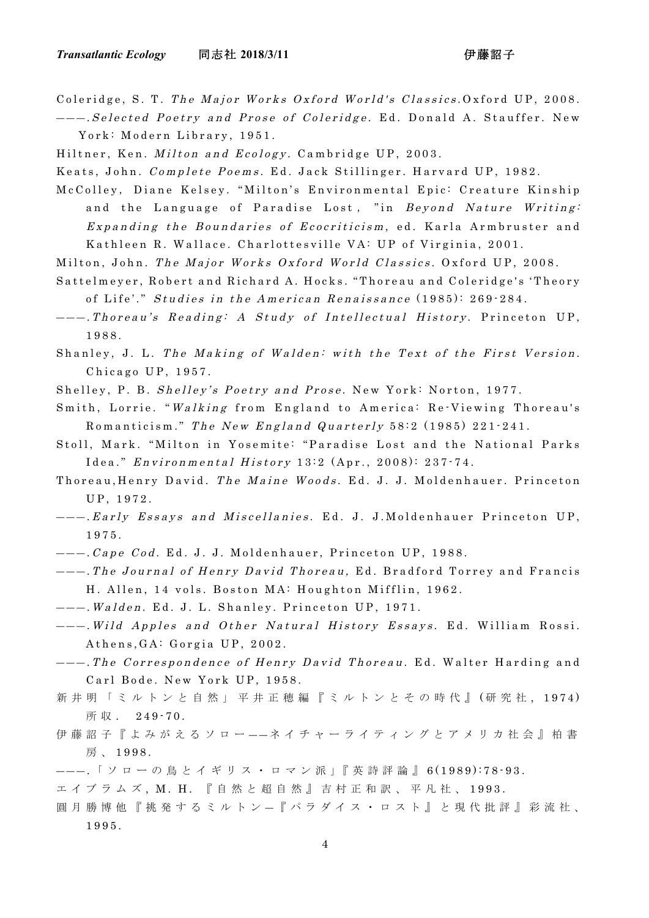Coleridge, S. T. *The Major Works Oxford World's Classics*.Oxford UP, 2008.

———.*Selected Poetry and Prose of Coleridge*. Ed. Donald A. Stauffer. New York: Modern Library, 1951.

Hiltner, Ken. *Milton and Ecology*. Cambridge UP, 2003.

Keats, John. *Complete Poems*. Ed. Jack Stillinger. Harvard UP, 1982.

McColley, Diane Kelsey. "Milton's Environmental Epic: Creature Kinship and the Language of Paradise Lost, "in *Beyond Nature Writing: Expanding the Boundaries of Ecocriticism*, ed. Karla Armbruster and Kathleen R. Wallace. Charlottesville VA: UP of Virginia, 2001.

Milton, John. *The Major Works Oxford World Classics*. Oxford UP, 2008.

Sattelmeyer, Robert and Richard A. Hocks. "Thoreau and Coleridge's 'Theory of Life'." *Studies in the American Renaissance* (1985): 269-284.

———.*Thoreau's Reading: A Study of Intellectual History*. Princeton UP, 1988.

Shanley, J. L. *The Making of Walden: with the Text of the First Version.* Chicago UP, 1957.

Shelley, P. B. *Shelley's Poetry and Prose*. New York: Norton, 1977.

Smith, Lorrie. "*Walking* from England to America: Re-Viewing Thoreau's Romanticism." *The New England Quarterly* 58:2 (1985) 221-241.

Stoll, Mark. "Milton in Yosemite: "Paradise Lost and the National Parks Idea." *Environmental History* 13:2 (Apr., 2008): 237-74.

Thoreau,Henry David. *The Maine Woods*. Ed. J. J. Moldenhauer. Princeton UP, 1972.

———.*Early Essays and Miscellanies*. Ed. J. J.Moldenhauer Princeton UP, 1975.

———.*Cape Cod.* Ed. J. J. Moldenhauer, Princeton UP, 1988.

———.*The Journal of Henry David Thoreau,* Ed. Bradford Torrey and Francis H. Allen, 14 vols. Boston MA: Houghton Mifflin, 1962.

———.*Walden*. Ed. J. L. Shanley. Princeton UP, 1971.

———.*Wild Apples and Other Natural History Essays*. Ed. William Rossi. Athens,GA: Gorgia UP, 2002.

———.*The Correspondence of Henry David Thoreau*. Ed. Walter Harding and Carl Bode. New York UP, 1958.

新井明「ミルトンと自然」平井正穂編『ミルトンとその時代』(研究社, 1974) 所収. 249-70.

伊藤詔子『よみがえるソロー——ネイチャーライティングとアメリカ社会』柏書房、1998.

———.「ソローの鳥とイギリス・ロマン派」『英詩評論』6(1989):78-93.

エイブラムズ, M. H. 『自然と超自然』吉村正和訳、平凡社、1993.

圓月勝博他『挑発するミルトン—『パラダイス・ロスト』と現代批評』彩流社、1995.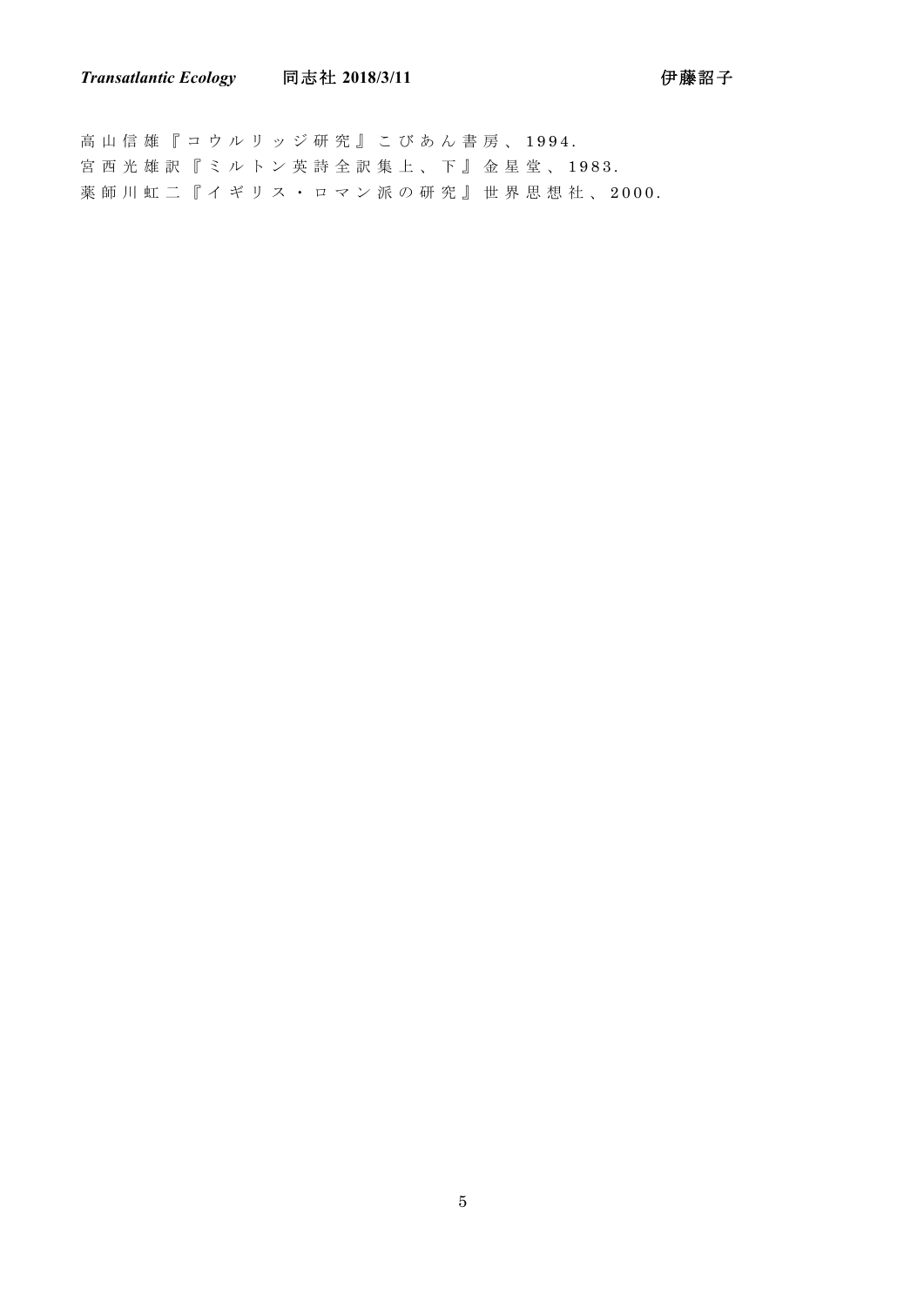高山信雄『コウルリッジ研究』こびあん書房、1994.
宮西光雄訳『ミルトン英詩全訳集上、下』金星堂、1983.
薬師川虹二『イギリス・ロマン派の研究』世界思想社、2000.